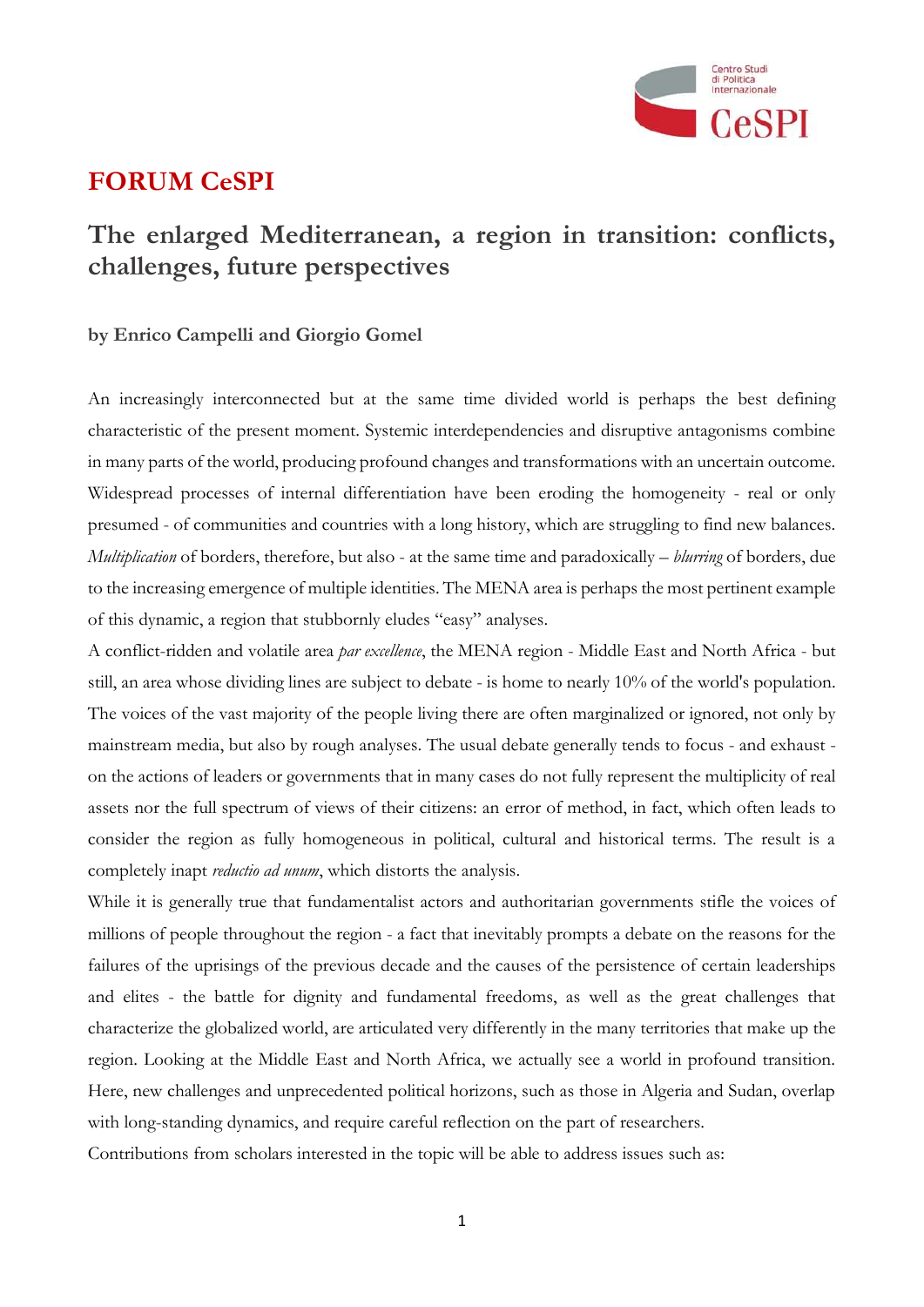# FORUM CeSPI

## The enlarged Mediterranean, a region in transition: conflicts, challenges, future perspectives

**by Enrico Campelli and Giorgio Gomel**

An increasingly interconnected but at the same time divided world is perhaps the best defining characteristic of the present moment. Systemic interdependencies and disruptive antagonisms combine in many parts of the world, producing profound changes and transformations with an uncertain outcome. Widespread processes of internal differentiation have been eroding the homogeneity - real or only presumed - of communities and countries with a long history, which are struggling to find new balances. *Multiplication* of borders, therefore, but also - at the same time and paradoxically – *blurring* of borders, due to the increasing emergence of multiple identities. The MENA area is perhaps the most pertinent example of this dynamic, a region that stubbornly eludes "easy" analyses.

A conflict-ridden and volatile area *par excellence*, the MENA region - Middle East and North Africa - but still, an area whose dividing lines are subject to debate - is home to nearly 10% of the world's population. The voices of the vast majority of the people living there are often marginalized or ignored, not only by mainstream media, but also by rough analyses. The usual debate generally tends to focus - and exhaust - on the actions of leaders or governments that in many cases do not fully represent the multiplicity of real assets nor the full spectrum of views of their citizens: an error of method, in fact, which often leads to consider the region as fully homogeneous in political, cultural and historical terms. The result is a completely inapt *reductio ad unum*, which distorts the analysis.

While it is generally true that fundamentalist actors and authoritarian governments stifle the voices of millions of people throughout the region - a fact that inevitably prompts a debate on the reasons for the failures of the uprisings of the previous decade and the causes of the persistence of certain leaderships and elites - the battle for dignity and fundamental freedoms, as well as the great challenges that characterize the globalized world, are articulated very differently in the many territories that make up the region. Looking at the Middle East and North Africa, we actually see a world in profound transition. Here, new challenges and unprecedented political horizons, such as those in Algeria and Sudan, overlap with long-standing dynamics, and require careful reflection on the part of researchers.

Contributions from scholars interested in the topic will be able to address issues such as: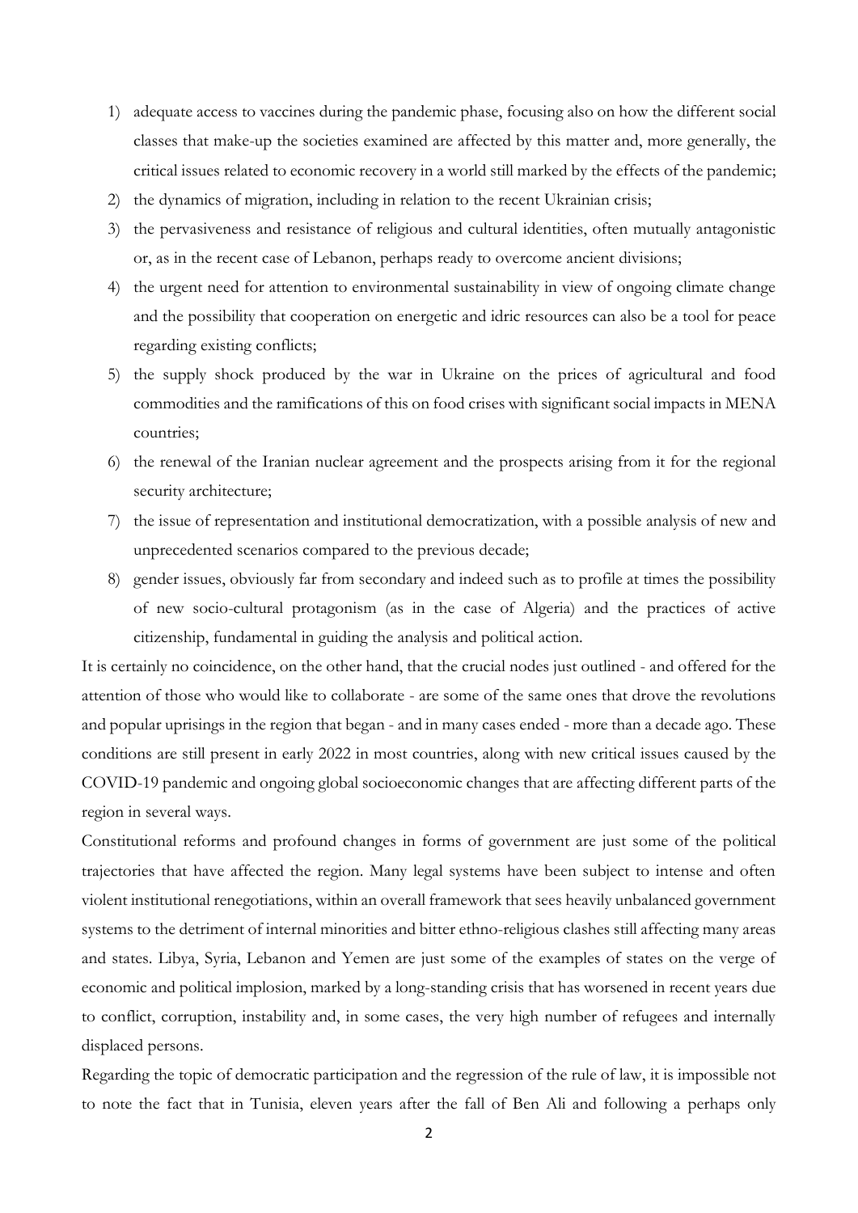1) adequate access to vaccines during the pandemic phase, focusing also on how the different social classes that make-up the societies examined are affected by this matter and, more generally, the critical issues related to economic recovery in a world still marked by the effects of the pandemic;
2) the dynamics of migration, including in relation to the recent Ukrainian crisis;
3) the pervasiveness and resistance of religious and cultural identities, often mutually antagonistic or, as in the recent case of Lebanon, perhaps ready to overcome ancient divisions;
4) the urgent need for attention to environmental sustainability in view of ongoing climate change and the possibility that cooperation on energetic and idric resources can also be a tool for peace regarding existing conflicts;
5) the supply shock produced by the war in Ukraine on the prices of agricultural and food commodities and the ramifications of this on food crises with significant social impacts in MENA countries;
6) the renewal of the Iranian nuclear agreement and the prospects arising from it for the regional security architecture;
7) the issue of representation and institutional democratization, with a possible analysis of new and unprecedented scenarios compared to the previous decade;
8) gender issues, obviously far from secondary and indeed such as to profile at times the possibility of new socio-cultural protagonism (as in the case of Algeria) and the practices of active citizenship, fundamental in guiding the analysis and political action.

It is certainly no coincidence, on the other hand, that the crucial nodes just outlined - and offered for the attention of those who would like to collaborate - are some of the same ones that drove the revolutions and popular uprisings in the region that began - and in many cases ended - more than a decade ago. These conditions are still present in early 2022 in most countries, along with new critical issues caused by the COVID-19 pandemic and ongoing global socioeconomic changes that are affecting different parts of the region in several ways.

Constitutional reforms and profound changes in forms of government are just some of the political trajectories that have affected the region. Many legal systems have been subject to intense and often violent institutional renegotiations, within an overall framework that sees heavily unbalanced government systems to the detriment of internal minorities and bitter ethno-religious clashes still affecting many areas and states. Libya, Syria, Lebanon and Yemen are just some of the examples of states on the verge of economic and political implosion, marked by a long-standing crisis that has worsened in recent years due to conflict, corruption, instability and, in some cases, the very high number of refugees and internally displaced persons.

Regarding the topic of democratic participation and the regression of the rule of law, it is impossible not to note the fact that in Tunisia, eleven years after the fall of Ben Ali and following a perhaps only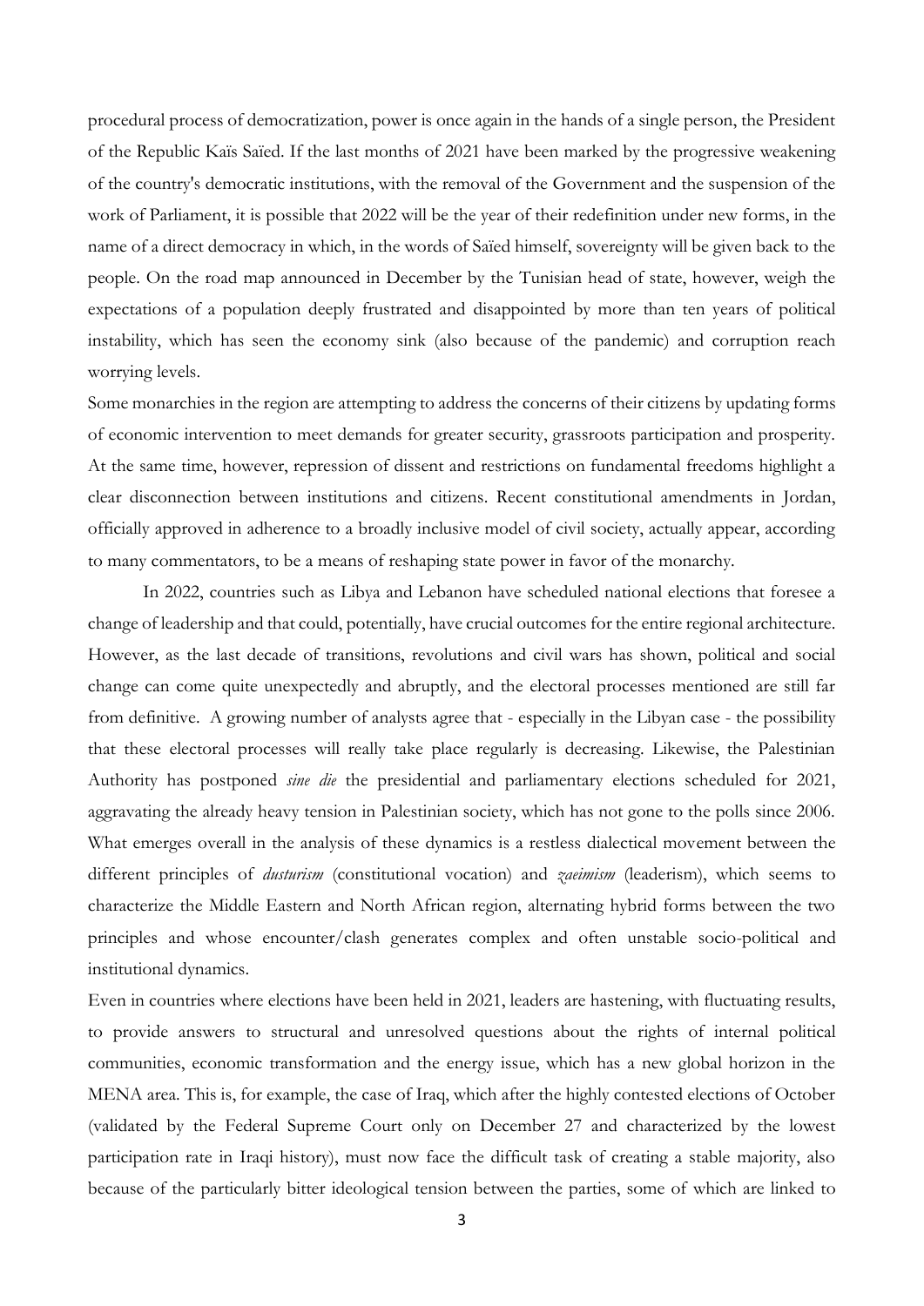procedural process of democratization, power is once again in the hands of a single person, the President of the Republic Kaïs Saïed. If the last months of 2021 have been marked by the progressive weakening of the country's democratic institutions, with the removal of the Government and the suspension of the work of Parliament, it is possible that 2022 will be the year of their redefinition under new forms, in the name of a direct democracy in which, in the words of Saïed himself, sovereignty will be given back to the people. On the road map announced in December by the Tunisian head of state, however, weigh the expectations of a population deeply frustrated and disappointed by more than ten years of political instability, which has seen the economy sink (also because of the pandemic) and corruption reach worrying levels.

Some monarchies in the region are attempting to address the concerns of their citizens by updating forms of economic intervention to meet demands for greater security, grassroots participation and prosperity. At the same time, however, repression of dissent and restrictions on fundamental freedoms highlight a clear disconnection between institutions and citizens. Recent constitutional amendments in Jordan, officially approved in adherence to a broadly inclusive model of civil society, actually appear, according to many commentators, to be a means of reshaping state power in favor of the monarchy.

In 2022, countries such as Libya and Lebanon have scheduled national elections that foresee a change of leadership and that could, potentially, have crucial outcomes for the entire regional architecture. However, as the last decade of transitions, revolutions and civil wars has shown, political and social change can come quite unexpectedly and abruptly, and the electoral processes mentioned are still far from definitive. A growing number of analysts agree that - especially in the Libyan case - the possibility that these electoral processes will really take place regularly is decreasing. Likewise, the Palestinian Authority has postponed *sine die* the presidential and parliamentary elections scheduled for 2021, aggravating the already heavy tension in Palestinian society, which has not gone to the polls since 2006. What emerges overall in the analysis of these dynamics is a restless dialectical movement between the different principles of *dusturism* (constitutional vocation) and *zaeimism* (leaderism), which seems to characterize the Middle Eastern and North African region, alternating hybrid forms between the two principles and whose encounter/clash generates complex and often unstable socio-political and institutional dynamics.

Even in countries where elections have been held in 2021, leaders are hastening, with fluctuating results, to provide answers to structural and unresolved questions about the rights of internal political communities, economic transformation and the energy issue, which has a new global horizon in the MENA area. This is, for example, the case of Iraq, which after the highly contested elections of October (validated by the Federal Supreme Court only on December 27 and characterized by the lowest participation rate in Iraqi history), must now face the difficult task of creating a stable majority, also because of the particularly bitter ideological tension between the parties, some of which are linked to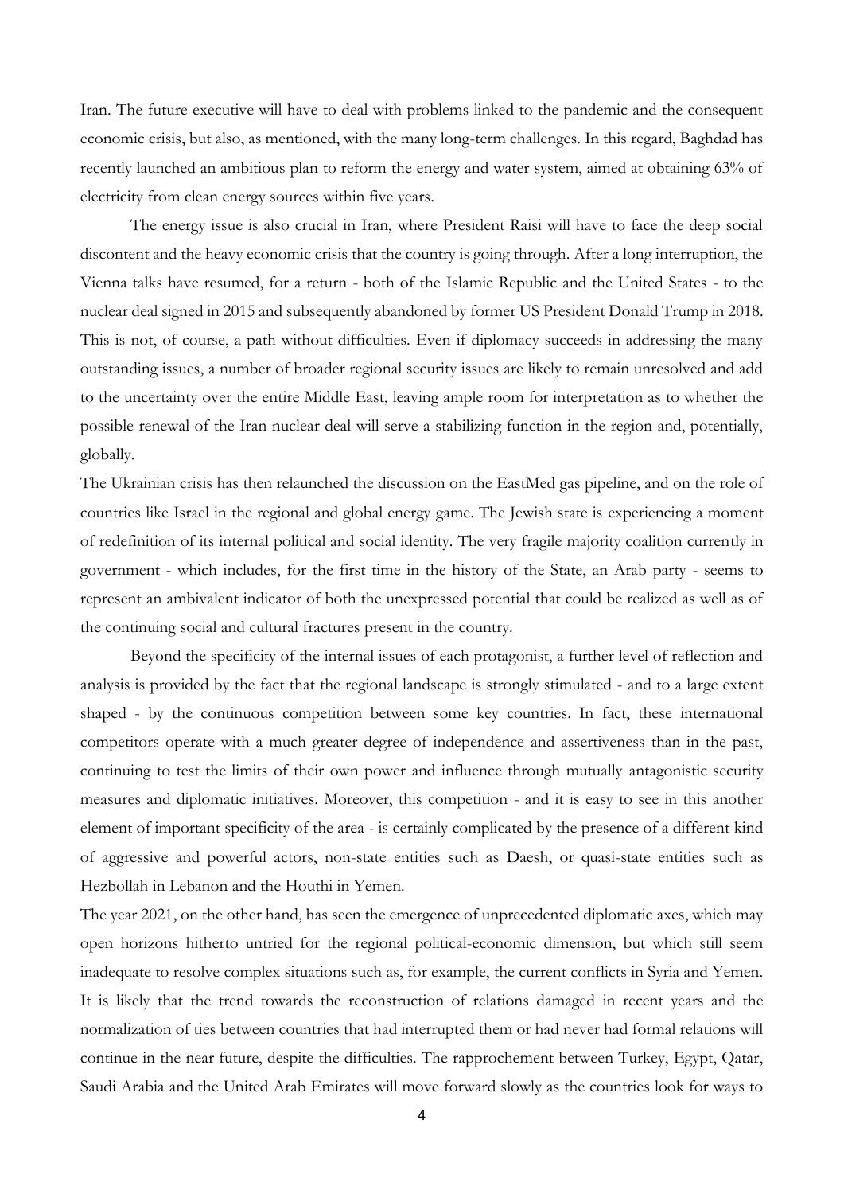Iran. The future executive will have to deal with problems linked to the pandemic and the consequent economic crisis, but also, as mentioned, with the many long-term challenges. In this regard, Baghdad has recently launched an ambitious plan to reform the energy and water system, aimed at obtaining 63% of electricity from clean energy sources within five years.

The energy issue is also crucial in Iran, where President Raisi will have to face the deep social discontent and the heavy economic crisis that the country is going through. After a long interruption, the Vienna talks have resumed, for a return - both of the Islamic Republic and the United States - to the nuclear deal signed in 2015 and subsequently abandoned by former US President Donald Trump in 2018. This is not, of course, a path without difficulties. Even if diplomacy succeeds in addressing the many outstanding issues, a number of broader regional security issues are likely to remain unresolved and add to the uncertainty over the entire Middle East, leaving ample room for interpretation as to whether the possible renewal of the Iran nuclear deal will serve a stabilizing function in the region and, potentially, globally.

The Ukrainian crisis has then relaunched the discussion on the EastMed gas pipeline, and on the role of countries like Israel in the regional and global energy game. The Jewish state is experiencing a moment of redefinition of its internal political and social identity. The very fragile majority coalition currently in government - which includes, for the first time in the history of the State, an Arab party - seems to represent an ambivalent indicator of both the unexpressed potential that could be realized as well as of the continuing social and cultural fractures present in the country.

Beyond the specificity of the internal issues of each protagonist, a further level of reflection and analysis is provided by the fact that the regional landscape is strongly stimulated - and to a large extent shaped - by the continuous competition between some key countries. In fact, these international competitors operate with a much greater degree of independence and assertiveness than in the past, continuing to test the limits of their own power and influence through mutually antagonistic security measures and diplomatic initiatives. Moreover, this competition - and it is easy to see in this another element of important specificity of the area - is certainly complicated by the presence of a different kind of aggressive and powerful actors, non-state entities such as Daesh, or quasi-state entities such as Hezbollah in Lebanon and the Houthi in Yemen.

The year 2021, on the other hand, has seen the emergence of unprecedented diplomatic axes, which may open horizons hitherto untried for the regional political-economic dimension, but which still seem inadequate to resolve complex situations such as, for example, the current conflicts in Syria and Yemen. It is likely that the trend towards the reconstruction of relations damaged in recent years and the normalization of ties between countries that had interrupted them or had never had formal relations will continue in the near future, despite the difficulties. The rapprochement between Turkey, Egypt, Qatar, Saudi Arabia and the United Arab Emirates will move forward slowly as the countries look for ways to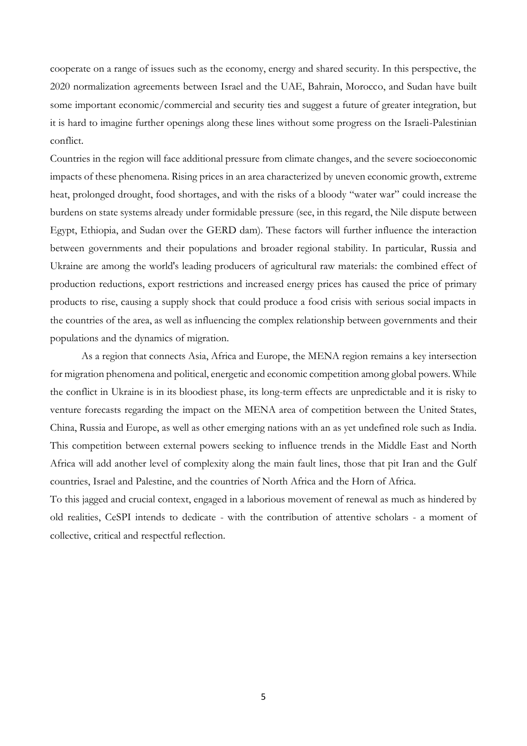cooperate on a range of issues such as the economy, energy and shared security. In this perspective, the 2020 normalization agreements between Israel and the UAE, Bahrain, Morocco, and Sudan have built some important economic/commercial and security ties and suggest a future of greater integration, but it is hard to imagine further openings along these lines without some progress on the Israeli-Palestinian conflict.

Countries in the region will face additional pressure from climate changes, and the severe socioeconomic impacts of these phenomena. Rising prices in an area characterized by uneven economic growth, extreme heat, prolonged drought, food shortages, and with the risks of a bloody "water war" could increase the burdens on state systems already under formidable pressure (see, in this regard, the Nile dispute between Egypt, Ethiopia, and Sudan over the GERD dam). These factors will further influence the interaction between governments and their populations and broader regional stability. In particular, Russia and Ukraine are among the world's leading producers of agricultural raw materials: the combined effect of production reductions, export restrictions and increased energy prices has caused the price of primary products to rise, causing a supply shock that could produce a food crisis with serious social impacts in the countries of the area, as well as influencing the complex relationship between governments and their populations and the dynamics of migration.

As a region that connects Asia, Africa and Europe, the MENA region remains a key intersection for migration phenomena and political, energetic and economic competition among global powers. While the conflict in Ukraine is in its bloodiest phase, its long-term effects are unpredictable and it is risky to venture forecasts regarding the impact on the MENA area of competition between the United States, China, Russia and Europe, as well as other emerging nations with an as yet undefined role such as India. This competition between external powers seeking to influence trends in the Middle East and North Africa will add another level of complexity along the main fault lines, those that pit Iran and the Gulf countries, Israel and Palestine, and the countries of North Africa and the Horn of Africa.

To this jagged and crucial context, engaged in a laborious movement of renewal as much as hindered by old realities, CeSPI intends to dedicate - with the contribution of attentive scholars - a moment of collective, critical and respectful reflection.